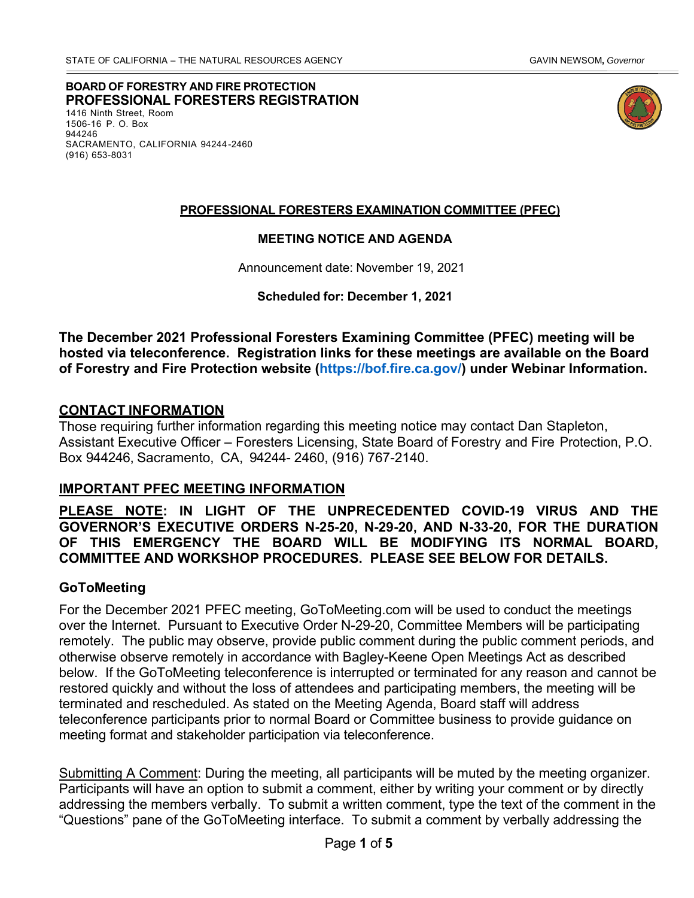STATE OF CALIFORNIA – THE NATURAL RESOURCES AGENCY GAVIN NEWSOM, *Governor*

**BOARD OF FORESTRY AND FIRE PROTECTION**
**PROFESSIONAL FORESTERS REGISTRATION**
1416 Ninth Street, Room 1506-16 P. O. Box 944246
SACRAMENTO, CALIFORNIA 94244-2460
(916) 653-8031

## PROFESSIONAL FORESTERS EXAMINATION COMMITTEE (PFEC)

**MEETING NOTICE AND AGENDA**

Announcement date: November 19, 2021

**Scheduled for: December 1, 2021**

**The December 2021 Professional Foresters Examining Committee (PFEC) meeting will be hosted via teleconference. Registration links for these meetings are available on the Board of Forestry and Fire Protection website (https://bof.fire.ca.gov/) under Webinar Information.**

## CONTACT INFORMATION

Those requiring further information regarding this meeting notice may contact Dan Stapleton, Assistant Executive Officer – Foresters Licensing, State Board of Forestry and Fire Protection, P.O. Box 944246, Sacramento, CA, 94244- 2460, (916) 767-2140.

## IMPORTANT PFEC MEETING INFORMATION

**PLEASE NOTE: IN LIGHT OF THE UNPRECEDENTED COVID-19 VIRUS AND THE GOVERNOR'S EXECUTIVE ORDERS N-25-20, N-29-20, AND N-33-20, FOR THE DURATION OF THIS EMERGENCY THE BOARD WILL BE MODIFYING ITS NORMAL BOARD, COMMITTEE AND WORKSHOP PROCEDURES. PLEASE SEE BELOW FOR DETAILS.**

### GoToMeeting

For the December 2021 PFEC meeting, GoToMeeting.com will be used to conduct the meetings over the Internet. Pursuant to Executive Order N-29-20, Committee Members will be participating remotely. The public may observe, provide public comment during the public comment periods, and otherwise observe remotely in accordance with Bagley-Keene Open Meetings Act as described below. If the GoToMeeting teleconference is interrupted or terminated for any reason and cannot be restored quickly and without the loss of attendees and participating members, the meeting will be terminated and rescheduled. As stated on the Meeting Agenda, Board staff will address teleconference participants prior to normal Board or Committee business to provide guidance on meeting format and stakeholder participation via teleconference.

Submitting A Comment: During the meeting, all participants will be muted by the meeting organizer. Participants will have an option to submit a comment, either by writing your comment or by directly addressing the members verbally. To submit a written comment, type the text of the comment in the "Questions" pane of the GoToMeeting interface. To submit a comment by verbally addressing the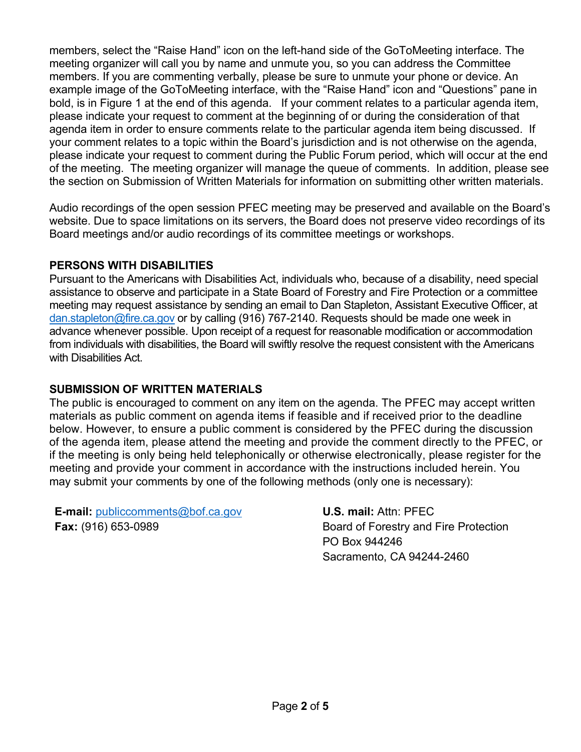members, select the "Raise Hand" icon on the left-hand side of the GoToMeeting interface. The meeting organizer will call you by name and unmute you, so you can address the Committee members. If you are commenting verbally, please be sure to unmute your phone or device. An example image of the GoToMeeting interface, with the "Raise Hand" icon and "Questions" pane in bold, is in Figure 1 at the end of this agenda. If your comment relates to a particular agenda item, please indicate your request to comment at the beginning of or during the consideration of that agenda item in order to ensure comments relate to the particular agenda item being discussed. If your comment relates to a topic within the Board's jurisdiction and is not otherwise on the agenda, please indicate your request to comment during the Public Forum period, which will occur at the end of the meeting. The meeting organizer will manage the queue of comments. In addition, please see the section on Submission of Written Materials for information on submitting other written materials.

Audio recordings of the open session PFEC meeting may be preserved and available on the Board's website. Due to space limitations on its servers, the Board does not preserve video recordings of its Board meetings and/or audio recordings of its committee meetings or workshops.

**PERSONS WITH DISABILITIES**

Pursuant to the Americans with Disabilities Act, individuals who, because of a disability, need special assistance to observe and participate in a State Board of Forestry and Fire Protection or a committee meeting may request assistance by sending an email to Dan Stapleton, Assistant Executive Officer, at dan.stapleton@fire.ca.gov or by calling (916) 767-2140. Requests should be made one week in advance whenever possible. Upon receipt of a request for reasonable modification or accommodation from individuals with disabilities, the Board will swiftly resolve the request consistent with the Americans with Disabilities Act.

**SUBMISSION OF WRITTEN MATERIALS**

The public is encouraged to comment on any item on the agenda. The PFEC may accept written materials as public comment on agenda items if feasible and if received prior to the deadline below. However, to ensure a public comment is considered by the PFEC during the discussion of the agenda item, please attend the meeting and provide the comment directly to the PFEC, or if the meeting is only being held telephonically or otherwise electronically, please register for the meeting and provide your comment in accordance with the instructions included herein. You may submit your comments by one of the following methods (only one is necessary):

**E-mail:** publiccomments@bof.ca.gov
**Fax:** (916) 653-0989

**U.S. mail:** Attn: PFEC
Board of Forestry and Fire Protection
PO Box 944246
Sacramento, CA 94244-2460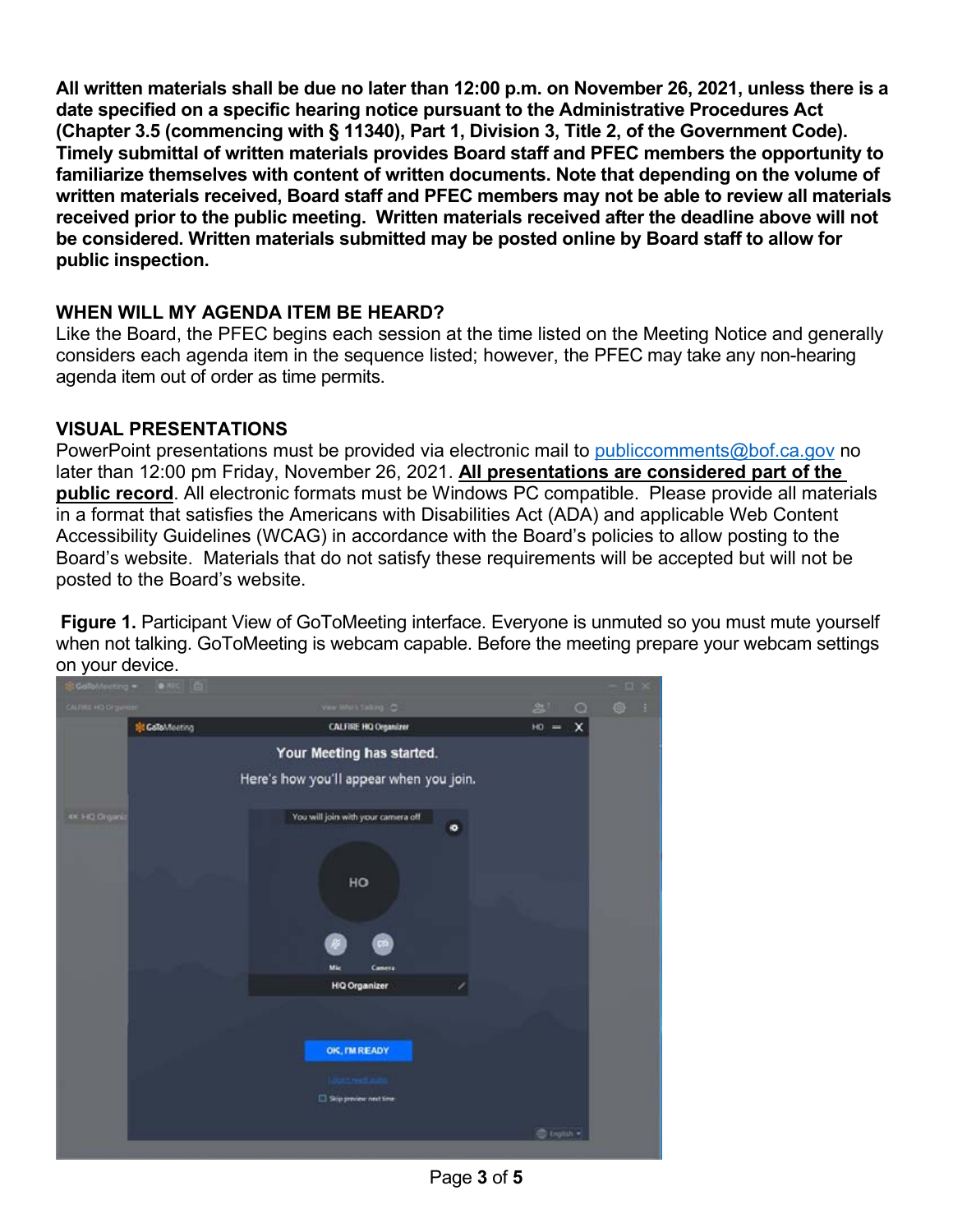**All written materials shall be due no later than 12:00 p.m. on November 26, 2021, unless there is a date specified on a specific hearing notice pursuant to the Administrative Procedures Act (Chapter 3.5 (commencing with § 11340), Part 1, Division 3, Title 2, of the Government Code). Timely submittal of written materials provides Board staff and PFEC members the opportunity to familiarize themselves with content of written documents. Note that depending on the volume of written materials received, Board staff and PFEC members may not be able to review all materials received prior to the public meeting. Written materials received after the deadline above will not be considered. Written materials submitted may be posted online by Board staff to allow for public inspection.**

## WHEN WILL MY AGENDA ITEM BE HEARD?

Like the Board, the PFEC begins each session at the time listed on the Meeting Notice and generally considers each agenda item in the sequence listed; however, the PFEC may take any non-hearing agenda item out of order as time permits.

## VISUAL PRESENTATIONS

PowerPoint presentations must be provided via electronic mail to publiccomments@bof.ca.gov no later than 12:00 pm Friday, November 26, 2021. **All presentations are considered part of the public record**. All electronic formats must be Windows PC compatible. Please provide all materials in a format that satisfies the Americans with Disabilities Act (ADA) and applicable Web Content Accessibility Guidelines (WCAG) in accordance with the Board's policies to allow posting to the Board's website. Materials that do not satisfy these requirements will be accepted but will not be posted to the Board's website.

**Figure 1.** Participant View of GoToMeeting interface. Everyone is unmuted so you must mute yourself when not talking. GoToMeeting is webcam capable. Before the meeting prepare your webcam settings on your device.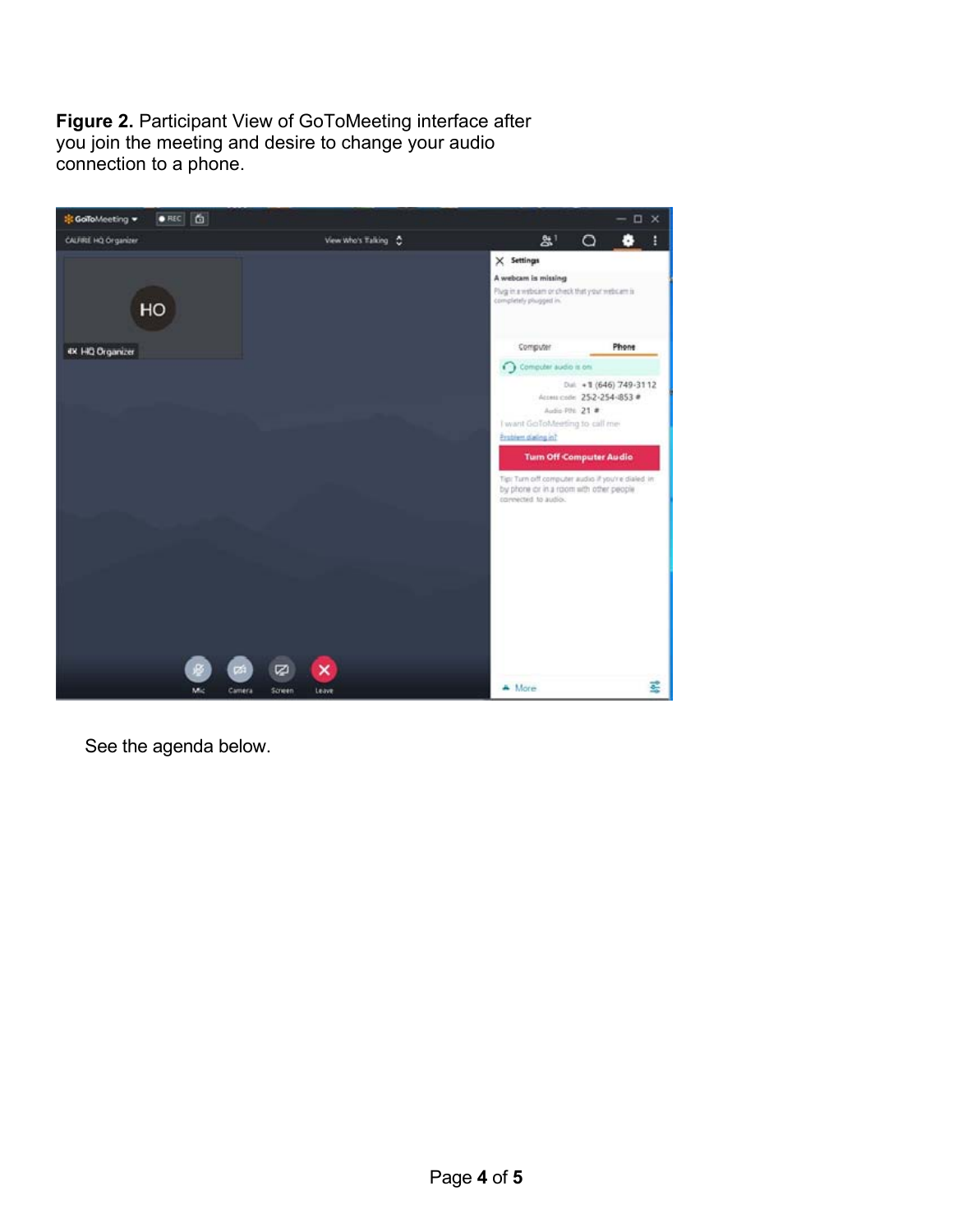**Figure 2.** Participant View of GoToMeeting interface after you join the meeting and desire to change your audio connection to a phone.

See the agenda below.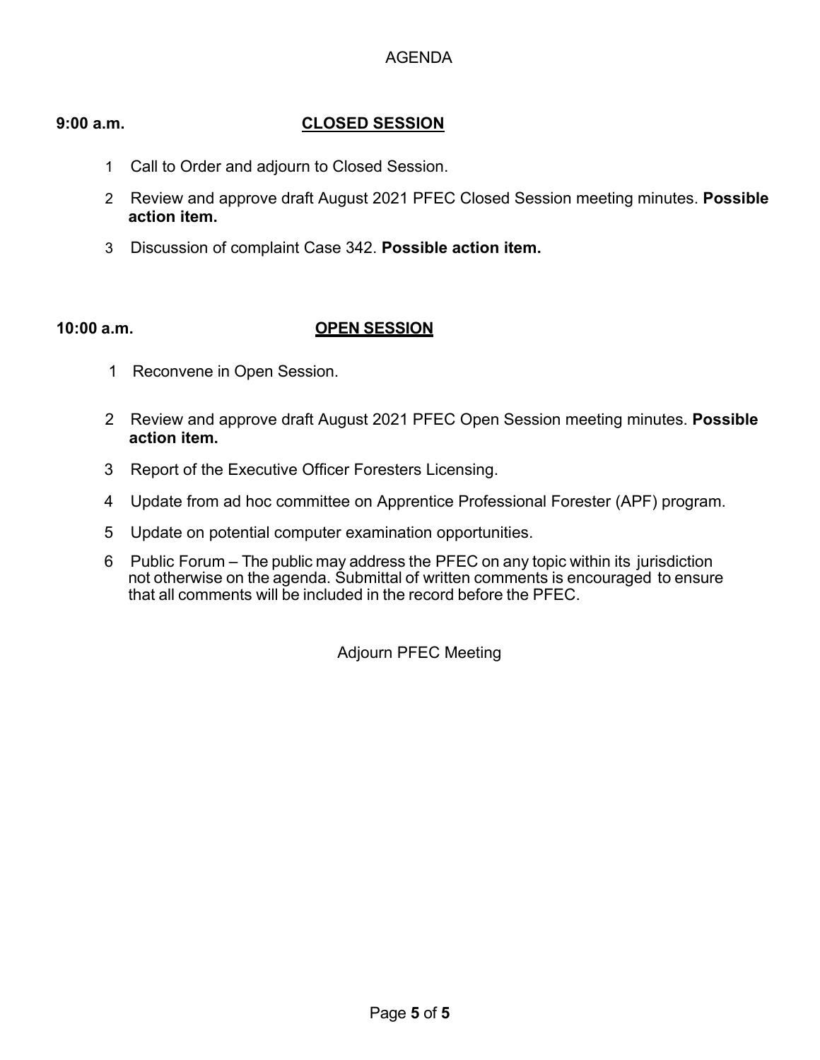AGENDA

**9:00 a.m.** **CLOSED SESSION**

1. Call to Order and adjourn to Closed Session.
2. Review and approve draft August 2021 PFEC Closed Session meeting minutes. **Possible action item.**
3. Discussion of complaint Case 342. **Possible action item.**

**10:00 a.m.** **OPEN SESSION**

1. Reconvene in Open Session.
2. Review and approve draft August 2021 PFEC Open Session meeting minutes. **Possible action item.**
3. Report of the Executive Officer Foresters Licensing.
4. Update from ad hoc committee on Apprentice Professional Forester (APF) program.
5. Update on potential computer examination opportunities.
6. Public Forum – The public may address the PFEC on any topic within its jurisdiction not otherwise on the agenda. Submittal of written comments is encouraged to ensure that all comments will be included in the record before the PFEC.

Adjourn PFEC Meeting